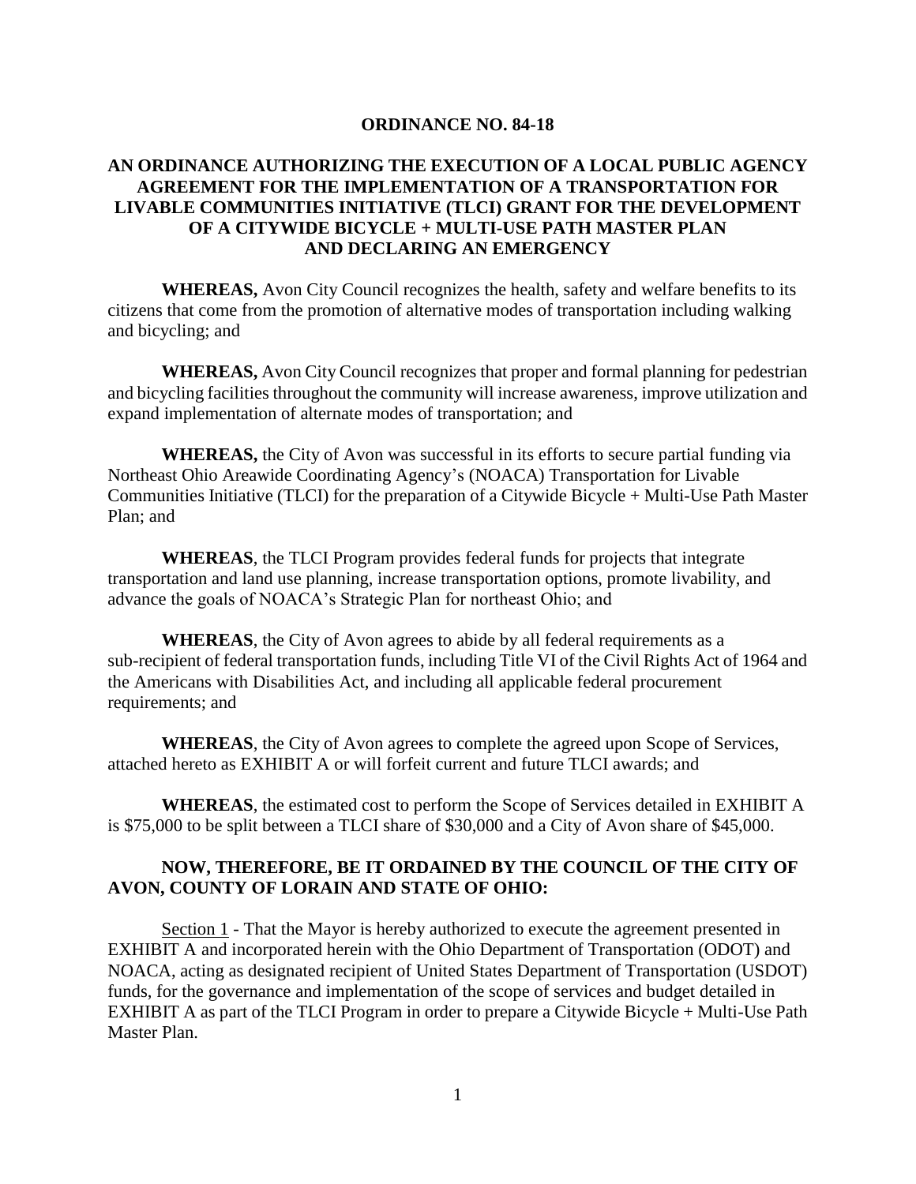**ORDINANCE NO. 84-18**

**AN ORDINANCE AUTHORIZING THE EXECUTION OF A LOCAL PUBLIC AGENCY AGREEMENT FOR THE IMPLEMENTATION OF A TRANSPORTATION FOR LIVABLE COMMUNITIES INITIATIVE (TLCI) GRANT FOR THE DEVELOPMENT OF A CITYWIDE BICYCLE + MULTI-USE PATH MASTER PLAN AND DECLARING AN EMERGENCY**

**WHEREAS,** Avon City Council recognizes the health, safety and welfare benefits to its citizens that come from the promotion of alternative modes of transportation including walking and bicycling; and

**WHEREAS,** Avon City Council recognizes that proper and formal planning for pedestrian and bicycling facilities throughout the community will increase awareness, improve utilization and expand implementation of alternate modes of transportation; and

**WHEREAS,** the City of Avon was successful in its efforts to secure partial funding via Northeast Ohio Areawide Coordinating Agency's (NOACA) Transportation for Livable Communities Initiative (TLCI) for the preparation of a Citywide Bicycle + Multi-Use Path Master Plan; and

**WHEREAS**, the TLCI Program provides federal funds for projects that integrate transportation and land use planning, increase transportation options, promote livability, and advance the goals of NOACA's Strategic Plan for northeast Ohio; and

**WHEREAS**, the City of Avon agrees to abide by all federal requirements as a sub-recipient of federal transportation funds, including Title VI of the Civil Rights Act of 1964 and the Americans with Disabilities Act, and including all applicable federal procurement requirements; and

**WHEREAS**, the City of Avon agrees to complete the agreed upon Scope of Services, attached hereto as EXHIBIT A or will forfeit current and future TLCI awards; and

**WHEREAS**, the estimated cost to perform the Scope of Services detailed in EXHIBIT A is $75,000 to be split between a TLCI share of $30,000 and a City of Avon share of $45,000.

**NOW, THEREFORE, BE IT ORDAINED BY THE COUNCIL OF THE CITY OF AVON, COUNTY OF LORAIN AND STATE OF OHIO:**

Section 1 - That the Mayor is hereby authorized to execute the agreement presented in EXHIBIT A and incorporated herein with the Ohio Department of Transportation (ODOT) and NOACA, acting as designated recipient of United States Department of Transportation (USDOT) funds, for the governance and implementation of the scope of services and budget detailed in EXHIBIT A as part of the TLCI Program in order to prepare a Citywide Bicycle + Multi-Use Path Master Plan.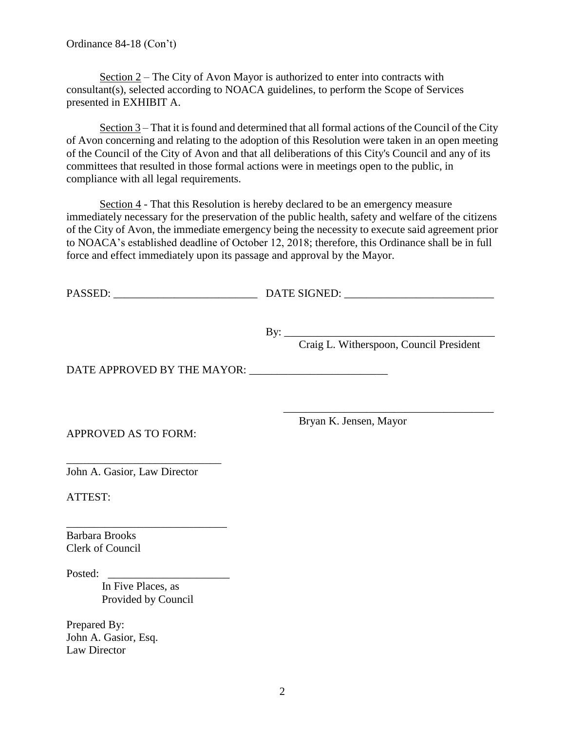Ordinance 84-18 (Con't)

Section 2 – The City of Avon Mayor is authorized to enter into contracts with consultant(s), selected according to NOACA guidelines, to perform the Scope of Services presented in EXHIBIT A.

Section 3 – That it is found and determined that all formal actions of the Council of the City of Avon concerning and relating to the adoption of this Resolution were taken in an open meeting of the Council of the City of Avon and that all deliberations of this City's Council and any of its committees that resulted in those formal actions were in meetings open to the public, in compliance with all legal requirements.

Section 4 - That this Resolution is hereby declared to be an emergency measure immediately necessary for the preservation of the public health, safety and welfare of the citizens of the City of Avon, the immediate emergency being the necessity to execute said agreement prior to NOACA's established deadline of October 12, 2018; therefore, this Ordinance shall be in full force and effect immediately upon its passage and approval by the Mayor.

PASSED: __________________________ DATE SIGNED: ___________________________

By: ______________________________________
Craig L. Witherspoon, Council President

DATE APPROVED BY THE MAYOR: ________________________

______________________________________
Bryan K. Jensen, Mayor

APPROVED AS TO FORM:

___________________________
John A. Gasior, Law Director

ATTEST:

_____________________________
Barbara Brooks
Clerk of Council

Posted: ______________________
In Five Places, as
Provided by Council

Prepared By:
John A. Gasior, Esq.
Law Director